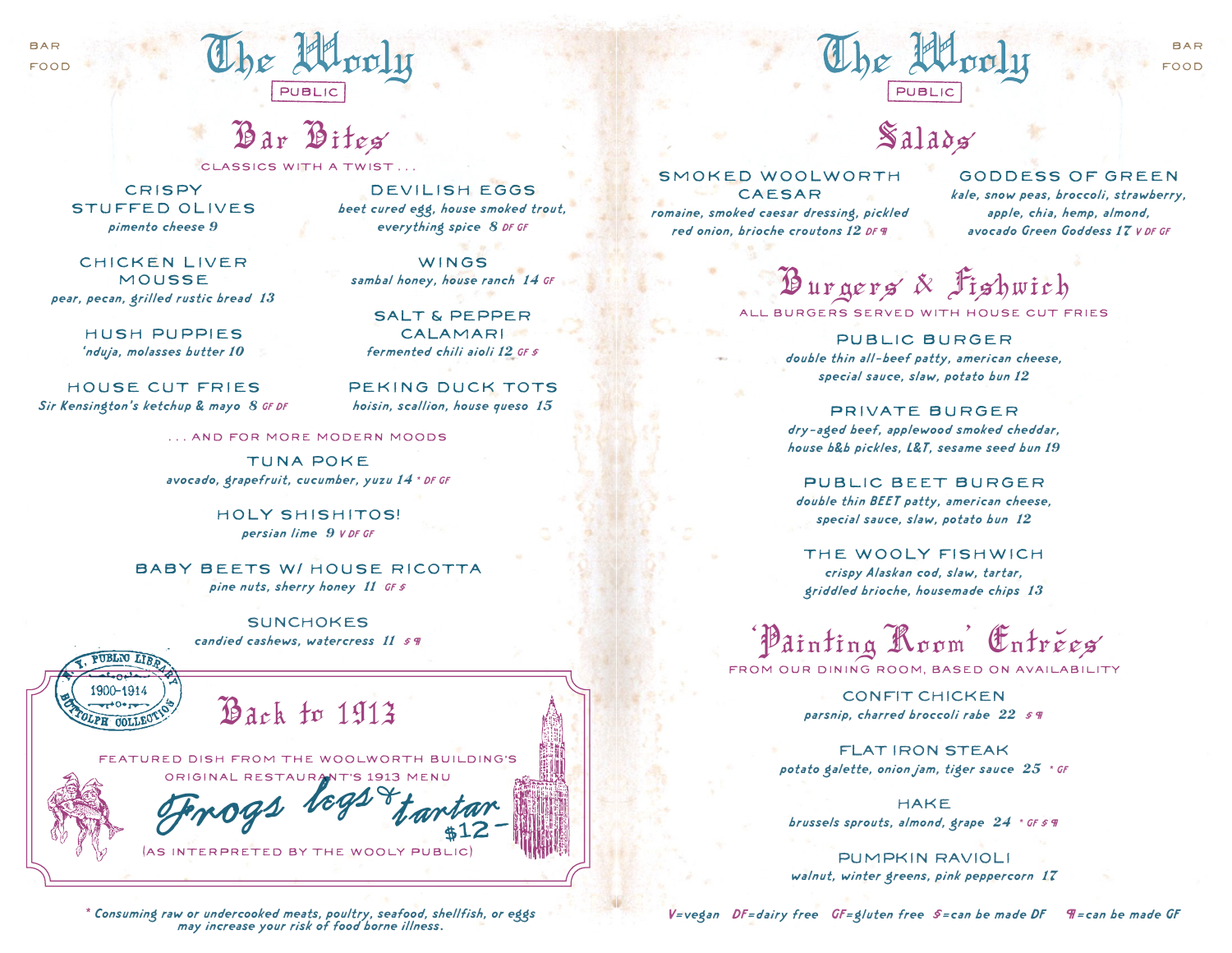BAR FOOD

# The Wooly PUBLIC

## Bar Bites

CLASSICS WITH A TWIST . . .

**CRISPY STUFFED OLIVES**
*pimento cheese 9*

**DEVILISH EGGS**
*beet cured egg, house smoked trout, everything spice 8 DF GF*

**CHICKEN LIVER MOUSSE**
*pear, pecan, grilled rustic bread 13*

**WINGS**
*sambal honey, house ranch 14 GF*

**HUSH PUPPIES**
*'nduja, molasses butter 10*

**SALT & PEPPER CALAMARI**
*fermented chili aioli 12 GF $*

**HOUSE CUT FRIES**
*Sir Kensington's ketchup & mayo 8 GF DF*

**PEKING DUCK TOTS**
*hoisin, scallion, house queso 15*

. . . AND FOR MORE MODERN MOODS

**TUNA POKE**
*avocado, grapefruit, cucumber, yuzu 14 * DF GF*

**HOLY SHISHITOS!**
*persian lime 9 V DF GF*

**BABY BEETS W/ HOUSE RICOTTA**
*pine nuts, sherry honey 11 GF $*

**SUNCHOKES**
*candied cashews, watercress 11 $ ¶*

N.Y. PUBLIC LIBRARY 1900–1914 BOTTOLPH COLLECTION

## Back to 1913

FEATURED DISH FROM THE WOOLWORTH BUILDING'S ORIGINAL RESTAURANT'S 1913 MENU

**Frogs legs & tartar $12–**

(AS INTERPRETED BY THE WOOLY PUBLIC)

*\* Consuming raw or undercooked meats, poultry, seafood, shellfish, or eggs may increase your risk of food borne illness.*

BAR FOOD

# The Wooly PUBLIC

## Salads

**SMOKED WOOLWORTH CAESAR**
*romaine, smoked caesar dressing, pickled red onion, brioche croutons 12 DF ¶*

**GODDESS OF GREEN**
*kale, snow peas, broccoli, strawberry, apple, chia, hemp, almond, avocado Green Goddess 17 V DF GF*

## Burgers & Fishwich

ALL BURGERS SERVED WITH HOUSE CUT FRIES

**PUBLIC BURGER**
*double thin all-beef patty, american cheese, special sauce, slaw, potato bun 12*

**PRIVATE BURGER**
*dry-aged beef, applewood smoked cheddar, house b&b pickles, L&T, sesame seed bun 19*

**PUBLIC BEET BURGER**
*double thin BEET patty, american cheese, special sauce, slaw, potato bun 12*

**THE WOOLY FISHWICH**
*crispy Alaskan cod, slaw, tartar, griddled brioche, housemade chips 13*

## 'Painting Room' Entrées

FROM OUR DINING ROOM, BASED ON AVAILABILITY

**CONFIT CHICKEN**
*parsnip, charred broccoli rabe 22 $ ¶*

**FLAT IRON STEAK**
*potato galette, onion jam, tiger sauce 25 * GF*

**HAKE**
*brussels sprouts, almond, grape 24 * GF $ ¶*

**PUMPKIN RAVIOLI**
*walnut, winter greens, pink peppercorn 17*

*V=vegan DF=dairy free GF=gluten free $=can be made DF ¶=can be made GF*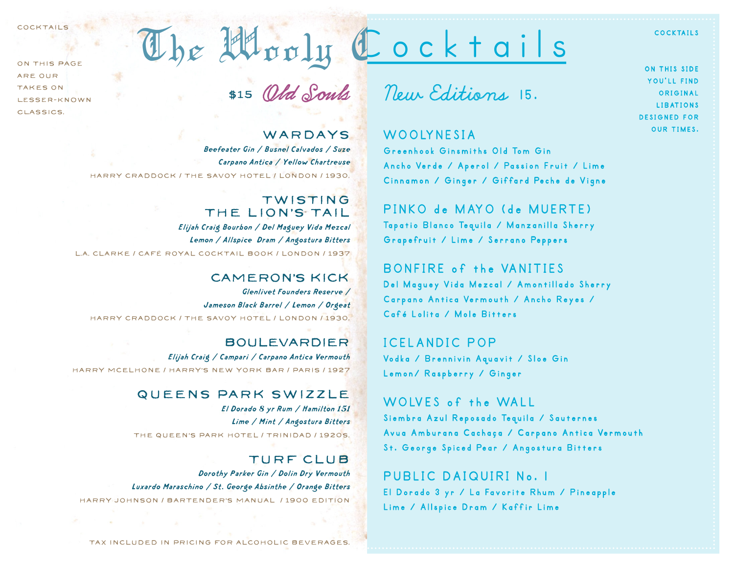# The Wooly Cocktails

COCKTAILS

ON THIS PAGE ARE OUR TAKES ON LESSER-KNOWN CLASSICS.

## $15 *Old Souls*

### WARDAYS

*Beefeater Gin / Busnel Calvados / Suze*
*Carpano Antica / Yellow Chartreuse*

HARRY CRADDOCK / THE SAVOY HOTEL / LONDON / 1930.

### TWISTING THE LION'S TAIL

*Elijah Craig Bourbon / Del Maguey Vida Mezcal*
*Lemon / Allspice Dram / Angostura Bitters*

L.A. CLARKE / CAFÉ ROYAL COCKTAIL BOOK / LONDON / 1937

### CAMERON'S KICK

*Glenlivet Founders Reserve /*
*Jameson Black Barrel / Lemon / Orgeat*

HARRY CRADDOCK / THE SAVOY HOTEL / LONDON / 1930.

### BOULEVARDIER

*Elijah Craig / Campari / Carpano Antica Vermouth*

HARRY MCELHONE / HARRY'S NEW YORK BAR / PARIS / 1927

### QUEENS PARK SWIZZLE

*El Dorado 8 yr Rum / Hamilton 151*
*Lime / Mint / Angostura Bitters*

THE QUEEN'S PARK HOTEL / TRINIDAD / 1920S.

### TURF CLUB

*Dorothy Parker Gin / Dolin Dry Vermouth*
*Luxardo Maraschino / St. George Absinthe / Orange Bitters*

HARRY JOHNSON / BARTENDER'S MANUAL / 1900 EDITION

TAX INCLUDED IN PRICING FOR ALCOHOLIC BEVERAGES.

COCKTAILS

ON THIS SIDE YOU'LL FIND ORIGINAL LIBATIONS DESIGNED FOR OUR TIMES.

## *New Editions* 15.

### WOOLYNESIA

Greenhook Ginsmiths Old Tom Gin
Ancho Verde / Aperol / Passion Fruit / Lime
Cinnamon / Ginger / Giffard Peche de Vigne

### PINKO de MAYO (de MUERTE)

Tapatio Blanco Tequila / Manzanilla Sherry
Grapefruit / Lime / Serrano Peppers

### BONFIRE of the VANITIES

Del Maguey Vida Mezcal / Amontillado Sherry
Carpano Antica Vermouth / Ancho Reyes /
Café Lolita / Mole Bitters

### ICELANDIC POP

Vodka / Brennivin Aquavit / Sloe Gin
Lemon/ Raspberry / Ginger

### WOLVES of the WALL

Siembra Azul Reposado Tequila / Sauternes
Avua Amburana Cachaça / Carpano Antica Vermouth
St. George Spiced Pear / Angostura Bitters

### PUBLIC DAIQUIRI No. 1

El Dorado 3 yr / La Favorite Rhum / Pineapple
Lime / Allspice Dram / Kaffir Lime